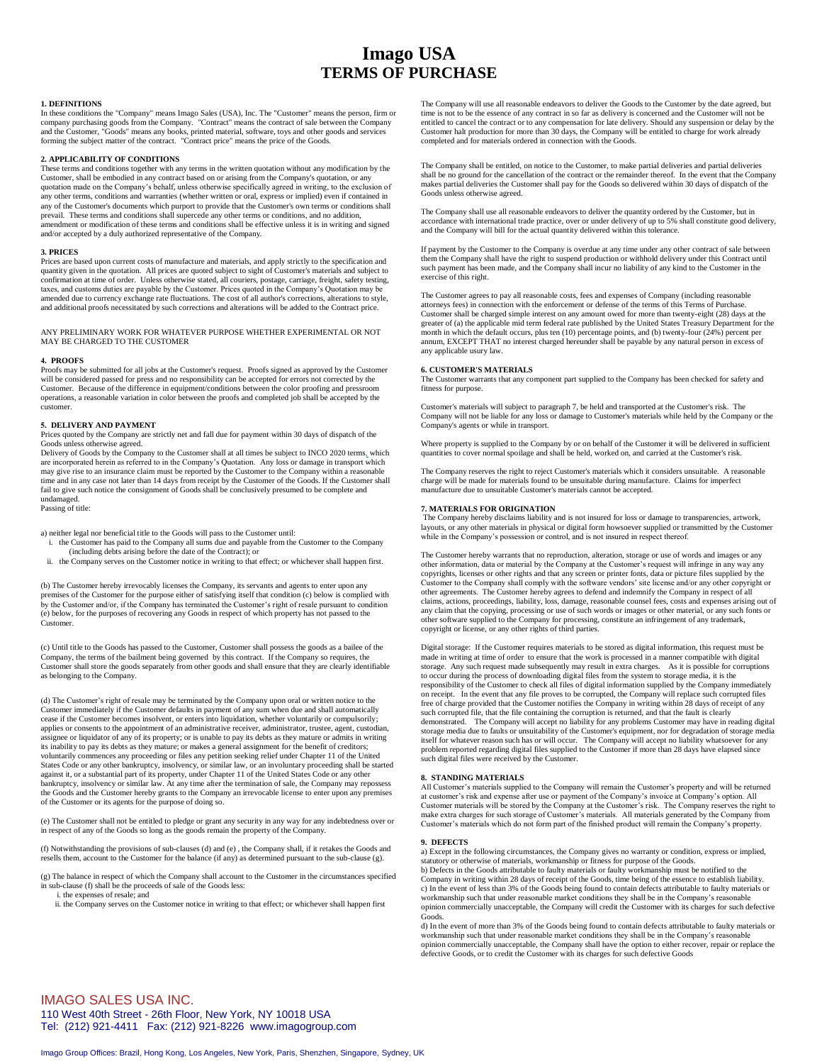# Imago USA
## TERMS OF PURCHASE

#### 1. DEFINITIONS

In these conditions the "Company" means Imago Sales (USA), Inc. The "Customer" means the person, firm or company purchasing goods from the Company. "Contract" means the contract of sale between the Company and the Customer, "Goods" means any books, printed material, software, toys and other goods and services forming the subject matter of the contract. "Contract price" means the price of the Goods.

#### 2. APPLICABILITY OF CONDITIONS

These terms and conditions together with any terms in the written quotation without any modification by the Customer, shall be embodied in any contract based on or arising from the Company's quotation, or any quotation made on the Company's behalf, unless otherwise specifically agreed in writing, to the exclusion of any other terms, conditions and warranties (whether written or oral, express or implied) even if contained in any of the Customer's documents which purport to provide that the Customer's own terms or conditions shall prevail. These terms and conditions shall supercede any other terms or conditions, and no addition, amendment or modification of these terms and conditions shall be effective unless it is in writing and signed and/or accepted by a duly authorized representative of the Company.

#### 3. PRICES

Prices are based upon current costs of manufacture and materials, and apply strictly to the specification and quantity given in the quotation. All prices are quoted subject to sight of Customer's materials and subject to confirmation at time of order. Unless otherwise stated, all couriers, postage, carriage, freight, safety testing, taxes, and customs duties are payable by the Customer. Prices quoted in the Company's Quotation may be amended due to currency exchange rate fluctuations. The cost of all author's corrections, alterations to style, and additional proofs necessitated by such corrections and alterations will be added to the Contract price.

ANY PRELIMINARY WORK FOR WHATEVER PURPOSE WHETHER EXPERIMENTAL OR NOT MAY BE CHARGED TO THE CUSTOMER

#### 4. PROOFS

Proofs may be submitted for all jobs at the Customer's request. Proofs signed as approved by the Customer will be considered passed for press and no responsibility can be accepted for errors not corrected by the Customer. Because of the difference in equipment/conditions between the color proofing and pressroom operations, a reasonable variation in color between the proofs and completed job shall be accepted by the customer.

#### 5. DELIVERY AND PAYMENT

Prices quoted by the Company are strictly net and fall due for payment within 30 days of dispatch of the Goods unless otherwise agreed.

Delivery of Goods by the Company to the Customer shall at all times be subject to INCO 2020 terms, which are incorporated herein as referred to in the Company's Quotation. Any loss or damage in transport which may give rise to an insurance claim must be reported by the Customer to the Company within a reasonable time and in any case not later than 14 days from receipt by the Customer of the Goods. If the Customer shall fail to give such notice the consignment of Goods shall be conclusively presumed to be complete and undamaged.

Passing of title:

a) neither legal nor beneficial title to the Goods will pass to the Customer until:

i. the Customer has paid to the Company all sums due and payable from the Customer to the Company (including debts arising before the date of the Contract); or

ii. the Company serves on the Customer notice in writing to that effect; or whichever shall happen first.

(b) The Customer hereby irrevocably licenses the Company, its servants and agents to enter upon any premises of the Customer for the purpose either of satisfying itself that condition (c) below is complied with by the Customer and/or, if the Company has terminated the Customer's right of resale pursuant to condition (e) below, for the purposes of recovering any Goods in respect of which property has not passed to the Customer.

(c) Until title to the Goods has passed to the Customer, Customer shall possess the goods as a bailee of the Company, the terms of the bailment being governed by this contract. If the Company so requires, the Customer shall store the goods separately from other goods and shall ensure that they are clearly identifiable as belonging to the Company.

(d) The Customer's right of resale may be terminated by the Company upon oral or written notice to the Customer immediately if the Customer defaults in payment of any sum when due and shall automatically cease if the Customer becomes insolvent, or enters into liquidation, whether voluntarily or compulsorily; applies or consents to the appointment of an administrative receiver, administrator, trustee, agent, custodian, assignee or liquidator of any of its property; or is unable to pay its debts as they mature or admits in writing its inability to pay its debts as they mature; or makes a general assignment for the benefit of creditors; voluntarily commences any proceeding or files any petition seeking relief under Chapter 11 of the United States Code or any other bankruptcy, insolvency, or similar law, or an involuntary proceeding shall be started against it, or a substantial part of its property, under Chapter 11 of the United States Code or any other bankruptcy, insolvency or similar law. At any time after the termination of sale, the Company may repossess the Goods and the Customer hereby grants to the Company an irrevocable license to enter upon any premises of the Customer or its agents for the purpose of doing so.

(e) The Customer shall not be entitled to pledge or grant any security in any way for any indebtedness over or in respect of any of the Goods so long as the goods remain the property of the Company.

(f) Notwithstanding the provisions of sub-clauses (d) and (e) , the Company shall, if it retakes the Goods and resells them, account to the Customer for the balance (if any) as determined pursuant to the sub-clause (g).

(g) The balance in respect of which the Company shall account to the Customer in the circumstances specified in sub-clause (f) shall be the proceeds of sale of the Goods less:

i. the expenses of resale; and

ii. the Company serves on the Customer notice in writing to that effect; or whichever shall happen first

The Company will use all reasonable endeavors to deliver the Goods to the Customer by the date agreed, but time is not to be the essence of any contract in so far as delivery is concerned and the Customer will not be entitled to cancel the contract or to any compensation for late delivery. Should any suspension or delay by the Customer halt production for more than 30 days, the Company will be entitled to charge for work already completed and for materials ordered in connection with the Goods.

The Company shall be entitled, on notice to the Customer, to make partial deliveries and partial deliveries shall be no ground for the cancellation of the contract or the remainder thereof. In the event that the Company makes partial deliveries the Customer shall pay for the Goods so delivered within 30 days of dispatch of the Goods unless otherwise agreed.

The Company shall use all reasonable endeavors to deliver the quantity ordered by the Customer, but in accordance with international trade practice, over or under delivery of up to 5% shall constitute good delivery, and the Company will bill for the actual quantity delivered within this tolerance.

If payment by the Customer to the Company is overdue at any time under any other contract of sale between them the Company shall have the right to suspend production or withhold delivery under this Contract until such payment has been made, and the Company shall incur no liability of any kind to the Customer in the exercise of this right.

The Customer agrees to pay all reasonable costs, fees and expenses of Company (including reasonable attorneys fees) in connection with the enforcement or defense of the terms of this Terms of Purchase. Customer shall be charged simple interest on any amount owed for more than twenty-eight (28) days at the greater of (a) the applicable mid term federal rate published by the United States Treasury Department for the month in which the default occurs, plus ten (10) percentage points, and (b) twenty-four (24%) percent per annum, EXCEPT THAT no interest charged hereunder shall be payable by any natural person in excess of any applicable usury law.

#### 6. CUSTOMER'S MATERIALS

The Customer warrants that any component part supplied to the Company has been checked for safety and fitness for purpose.

Customer's materials will subject to paragraph 7, be held and transported at the Customer's risk. The Company will not be liable for any loss or damage to Customer's materials while held by the Company or the Company's agents or while in transport.

Where property is supplied to the Company by or on behalf of the Customer it will be delivered in sufficient quantities to cover normal spoilage and shall be held, worked on, and carried at the Customer's risk.

The Company reserves the right to reject Customer's materials which it considers unsuitable. A reasonable charge will be made for materials found to be unsuitable during manufacture. Claims for imperfect manufacture due to unsuitable Customer's materials cannot be accepted.

#### 7. MATERIALS FOR ORIGINATION

The Company hereby disclaims liability and is not insured for loss or damage to transparencies, artwork, layouts, or any other materials in physical or digital form howsoever supplied or transmitted by the Customer while in the Company's possession or control, and is not insured in respect thereof.

The Customer hereby warrants that no reproduction, alteration, storage or use of words and images or any other information, data or material by the Company at the Customer's request will infringe in any way any copyrights, licenses or other rights and that any screen or printer fonts, data or picture files supplied by the Customer to the Company shall comply with the software vendors' site license and/or any other copyright or other agreements. The Customer hereby agrees to defend and indemnify the Company in respect of all claims, actions, proceedings, liability, loss, damage, reasonable counsel fees, costs and expenses arising out of any claim that the copying, processing or use of such words or images or other material, or any such fonts or other software supplied to the Company for processing, constitute an infringement of any trademark, copyright or license, or any other rights of third parties.

Digital storage: If the Customer requires materials to be stored as digital information, this request must be made in writing at time of order to ensure that the work is processed in a manner compatible with digital storage. Any such request made subsequently may result in extra charges. As it is possible for corruptions to occur during the process of downloading digital files from the system to storage media, it is the responsibility of the Customer to check all files of digital information supplied by the Company immediately on receipt. In the event that any file proves to be corrupted, the Company will replace such corrupted files free of charge provided that the Customer notifies the Company in writing within 28 days of receipt of any such corrupted file, that the file containing the corruption is returned, and that the fault is clearly demonstrated. The Company will accept no liability for any problems Customer may have in reading digital storage media due to faults or unsuitability of the Customer's equipment, nor for degradation of storage media itself for whatever reason such has or will occur. The Company will accept no liability whatsoever for any problem reported regarding digital files supplied to the Customer if more than 28 days have elapsed since such digital files were received by the Customer.

#### 8. STANDING MATERIALS

All Customer's materials supplied to the Company will remain the Customer's property and will be returned at customer's risk and expense after use or payment of the Company's invoice at Company's option. All Customer materials will be stored by the Company at the Customer's risk. The Company reserves the right to make extra charges for such storage of Customer's materials. All materials generated by the Company from Customer's materials which do not form part of the finished product will remain the Company's property.

#### 9. DEFECTS

a) Except in the following circumstances, the Company gives no warranty or condition, express or implied, statutory or otherwise of materials, workmanship or fitness for purpose of the Goods.

b) Defects in the Goods attributable to faulty materials or faulty workmanship must be notified to the Company in writing within 28 days of receipt of the Goods, time being of the essence to establish liability.

c) In the event of less than 3% of the Goods being found to contain defects attributable to faulty materials or workmanship such that under reasonable market conditions they shall be in the Company's reasonable opinion commercially unacceptable, the Company will credit the Customer with its charges for such defective Goods.

d) In the event of more than 3% of the Goods being found to contain defects attributable to faulty materials or workmanship such that under reasonable market conditions they shall be in the Company's reasonable opinion commercially unacceptable, the Company shall have the option to either recover, repair or replace the defective Goods, or to credit the Customer with its charges for such defective Goods

IMAGO SALES USA INC.
110 West 40th Street - 26th Floor, New York, NY 10018 USA
Tel: (212) 921-4411 Fax: (212) 921-8226 www.imagogroup.com

Imago Group Offices: Brazil, Hong Kong, Los Angeles, New York, Paris, Shenzhen, Singapore, Sydney, UK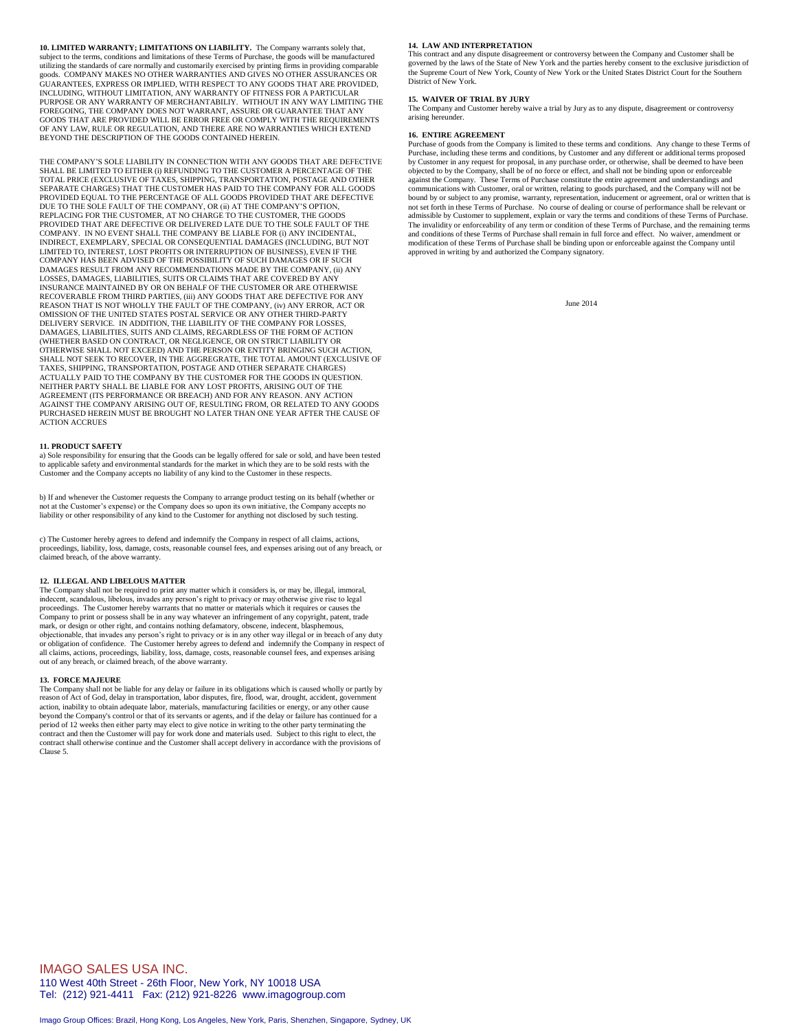**10. LIMITED WARRANTY; LIMITATIONS ON LIABILITY.** The Company warrants solely that, subject to the terms, conditions and limitations of these Terms of Purchase, the goods will be manufactured utilizing the standards of care normally and customarily exercised by printing firms in providing comparable goods. COMPANY MAKES NO OTHER WARRANTIES AND GIVES NO OTHER ASSURANCES OR GUARANTEES, EXPRESS OR IMPLIED, WITH RESPECT TO ANY GOODS THAT ARE PROVIDED, INCLUDING, WITHOUT LIMITATION, ANY WARRANTY OF FITNESS FOR A PARTICULAR PURPOSE OR ANY WARRANTY OF MERCHANTABILITY. WITHOUT IN ANY WAY LIMITING THE FOREGOING, THE COMPANY DOES NOT WARRANT, ASSURE OR GUARANTEE THAT ANY GOODS THAT ARE PROVIDED WILL BE ERROR FREE OR COMPLY WITH THE REQUIREMENTS OF ANY LAW, RULE OR REGULATION, AND THERE ARE NO WARRANTIES WHICH EXTEND BEYOND THE DESCRIPTION OF THE GOODS CONTAINED HEREIN.

THE COMPANY'S SOLE LIABILITY IN CONNECTION WITH ANY GOODS THAT ARE DEFECTIVE SHALL BE LIMITED TO EITHER (i) REFUNDING TO THE CUSTOMER A PERCENTAGE OF THE TOTAL PRICE (EXCLUSIVE OF TAXES, SHIPPING, TRANSPORTATION, POSTAGE AND OTHER SEPARATE CHARGES) THAT THE CUSTOMER HAS PAID TO THE COMPANY FOR ALL GOODS PROVIDED EQUAL TO THE PERCENTAGE OF ALL GOODS PROVIDED THAT ARE DEFECTIVE DUE TO THE SOLE FAULT OF THE COMPANY, OR (ii) AT THE COMPANY'S OPTION, REPLACING FOR THE CUSTOMER, AT NO CHARGE TO THE CUSTOMER, THE GOODS PROVIDED THAT ARE DEFECTIVE OR DELIVERED LATE DUE TO THE SOLE FAULT OF THE COMPANY. IN NO EVENT SHALL THE COMPANY BE LIABLE FOR (i) ANY INCIDENTAL, INDIRECT, EXEMPLARY, SPECIAL OR CONSEQUENTIAL DAMAGES (INCLUDING, BUT NOT LIMITED TO, INTEREST, LOST PROFITS OR INTERRUPTION OF BUSINESS), EVEN IF THE COMPANY HAS BEEN ADVISED OF THE POSSIBILITY OF SUCH DAMAGES OR IF SUCH DAMAGES RESULT FROM ANY RECOMMENDATIONS MADE BY THE COMPANY, (ii) ANY LOSSES, DAMAGES, LIABILITIES, SUITS OR CLAIMS THAT ARE COVERED BY ANY INSURANCE MAINTAINED BY OR ON BEHALF OF THE CUSTOMER OR ARE OTHERWISE RECOVERABLE FROM THIRD PARTIES, (iii) ANY GOODS THAT ARE DEFECTIVE FOR ANY REASON THAT IS NOT WHOLLY THE FAULT OF THE COMPANY, (iv) ANY ERROR, ACT OR OMISSION OF THE UNITED STATES POSTAL SERVICE OR ANY OTHER THIRD-PARTY DELIVERY SERVICE. IN ADDITION, THE LIABILITY OF THE COMPANY FOR LOSSES, DAMAGES, LIABILITIES, SUITS AND CLAIMS, REGARDLESS OF THE FORM OF ACTION (WHETHER BASED ON CONTRACT, OR NEGLIGENCE, OR ON STRICT LIABILITY OR OTHERWISE SHALL NOT EXCEED) AND THE PERSON OR ENTITY BRINGING SUCH ACTION, SHALL NOT SEEK TO RECOVER, IN THE AGGREGRATE, THE TOTAL AMOUNT (EXCLUSIVE OF TAXES, SHIPPING, TRANSPORTATION, POSTAGE AND OTHER SEPARATE CHARGES) ACTUALLY PAID TO THE COMPANY BY THE CUSTOMER FOR THE GOODS IN QUESTION. NEITHER PARTY SHALL BE LIABLE FOR ANY LOST PROFITS, ARISING OUT OF THE AGREEMENT (ITS PERFORMANCE OR BREACH) AND FOR ANY REASON. ANY ACTION AGAINST THE COMPANY ARISING OUT OF, RESULTING FROM, OR RELATED TO ANY GOODS PURCHASED HEREIN MUST BE BROUGHT NO LATER THAN ONE YEAR AFTER THE CAUSE OF ACTION ACCRUES

**11. PRODUCT SAFETY**

a) Sole responsibility for ensuring that the Goods can be legally offered for sale or sold, and have been tested to applicable safety and environmental standards for the market in which they are to be sold rests with the Customer and the Company accepts no liability of any kind to the Customer in these respects.

b) If and whenever the Customer requests the Company to arrange product testing on its behalf (whether or not at the Customer's expense) or the Company does so upon its own initiative, the Company accepts no liability or other responsibility of any kind to the Customer for anything not disclosed by such testing.

c) The Customer hereby agrees to defend and indemnify the Company in respect of all claims, actions, proceedings, liability, loss, damage, costs, reasonable counsel fees, and expenses arising out of any breach, or claimed breach, of the above warranty.

**12. ILLEGAL AND LIBELOUS MATTER**

The Company shall not be required to print any matter which it considers is, or may be, illegal, immoral, indecent, scandalous, libelous, invades any person's right to privacy or may otherwise give rise to legal proceedings. The Customer hereby warrants that no matter or materials which it requires or causes the Company to print or possess shall be in any way whatever an infringement of any copyright, patent, trade mark, or design or other right, and contains nothing defamatory, obscene, indecent, blasphemous, objectionable, that invades any person's right to privacy or is in any other way illegal or in breach of any duty or obligation of confidence. The Customer hereby agrees to defend and indemnify the Company in respect of all claims, actions, proceedings, liability, loss, damage, costs, reasonable counsel fees, and expenses arising out of any breach, or claimed breach, of the above warranty.

**13. FORCE MAJEURE**

The Company shall not be liable for any delay or failure in its obligations which is caused wholly or partly by reason of Act of God, delay in transportation, labor disputes, fire, flood, war, drought, accident, government action, inability to obtain adequate labor, materials, manufacturing facilities or energy, or any other cause beyond the Company's control or that of its servants or agents, and if the delay or failure has continued for a period of 12 weeks then either party may elect to give notice in writing to the other party terminating the contract and then the Customer will pay for work done and materials used. Subject to this right to elect, the contract shall otherwise continue and the Customer shall accept delivery in accordance with the provisions of Clause 5.

**14. LAW AND INTERPRETATION**

This contract and any dispute disagreement or controversy between the Company and Customer shall be governed by the laws of the State of New York and the parties hereby consent to the exclusive jurisdiction of the Supreme Court of New York, County of New York or the United States District Court for the Southern District of New York.

**15. WAIVER OF TRIAL BY JURY**

The Company and Customer hereby waive a trial by Jury as to any dispute, disagreement or controversy arising hereunder.

**16. ENTIRE AGREEMENT**

Purchase of goods from the Company is limited to these terms and conditions. Any change to these Terms of Purchase, including these terms and conditions, by Customer and any different or additional terms proposed by Customer in any request for proposal, in any purchase order, or otherwise, shall be deemed to have been objected to by the Company, shall be of no force or effect, and shall not be binding upon or enforceable against the Company. These Terms of Purchase constitute the entire agreement and understandings and communications with Customer, oral or written, relating to goods purchased, and the Company will not be bound by or subject to any promise, warranty, representation, inducement or agreement, oral or written that is not set forth in these Terms of Purchase. No course of dealing or course of performance shall be relevant or admissible by Customer to supplement, explain or vary the terms and conditions of these Terms of Purchase. The invalidity or enforceability of any term or condition of these Terms of Purchase, and the remaining terms and conditions of these Terms of Purchase shall remain in full force and effect. No waiver, amendment or modification of these Terms of Purchase shall be binding upon or enforceable against the Company until approved in writing by and authorized the Company signatory.

June 2014

IMAGO SALES USA INC.
110 West 40th Street - 26th Floor, New York, NY 10018 USA
Tel: (212) 921-4411 Fax: (212) 921-8226 www.imagogroup.com

Imago Group Offices: Brazil, Hong Kong, Los Angeles, New York, Paris, Shenzhen, Singapore, Sydney, UK